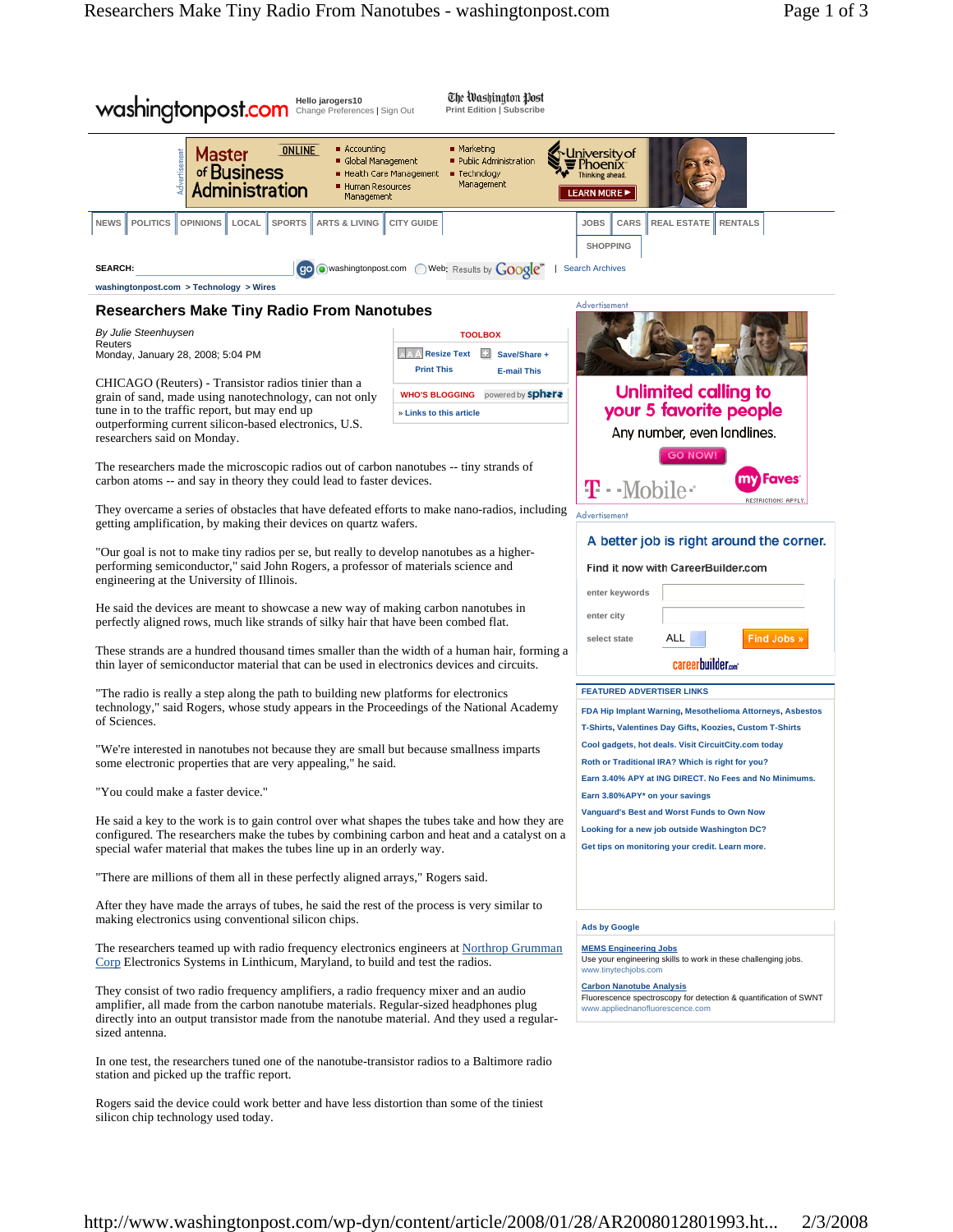washingtonpost.com > Technology > Wires

# Researchers Make Tiny Radio From Nanotubes

*By Julie Steenhuysen*
Reuters
Monday, January 28, 2008; 5:04 PM

CHICAGO (Reuters) - Transistor radios tinier than a grain of sand, made using nanotechnology, can not only tune in to the traffic report, but may end up outperforming current silicon-based electronics, U.S. researchers said on Monday.

The researchers made the microscopic radios out of carbon nanotubes -- tiny strands of carbon atoms -- and say in theory they could lead to faster devices.

They overcame a series of obstacles that have defeated efforts to make nano-radios, including getting amplification, by making their devices on quartz wafers.

"Our goal is not to make tiny radios per se, but really to develop nanotubes as a higher-performing semiconductor," said John Rogers, a professor of materials science and engineering at the University of Illinois.

He said the devices are meant to showcase a new way of making carbon nanotubes in perfectly aligned rows, much like strands of silky hair that have been combed flat.

These strands are a hundred thousand times smaller than the width of a human hair, forming a thin layer of semiconductor material that can be used in electronics devices and circuits.

"The radio is really a step along the path to building new platforms for electronics technology," said Rogers, whose study appears in the Proceedings of the National Academy of Sciences.

"We're interested in nanotubes not because they are small but because smallness imparts some electronic properties that are very appealing," he said.

"You could make a faster device."

He said a key to the work is to gain control over what shapes the tubes take and how they are configured. The researchers make the tubes by combining carbon and heat and a catalyst on a special wafer material that makes the tubes line up in an orderly way.

"There are millions of them all in these perfectly aligned arrays," Rogers said.

After they have made the arrays of tubes, he said the rest of the process is very similar to making electronics using conventional silicon chips.

The researchers teamed up with radio frequency electronics engineers at Northrop Grumman Corp Electronics Systems in Linthicum, Maryland, to build and test the radios.

They consist of two radio frequency amplifiers, a radio frequency mixer and an audio amplifier, all made from the carbon nanotube materials. Regular-sized headphones plug directly into an output transistor made from the nanotube material. And they used a regular-sized antenna.

In one test, the researchers tuned one of the nanotube-transistor radios to a Baltimore radio station and picked up the traffic report.

Rogers said the device could work better and have less distortion than some of the tiniest silicon chip technology used today.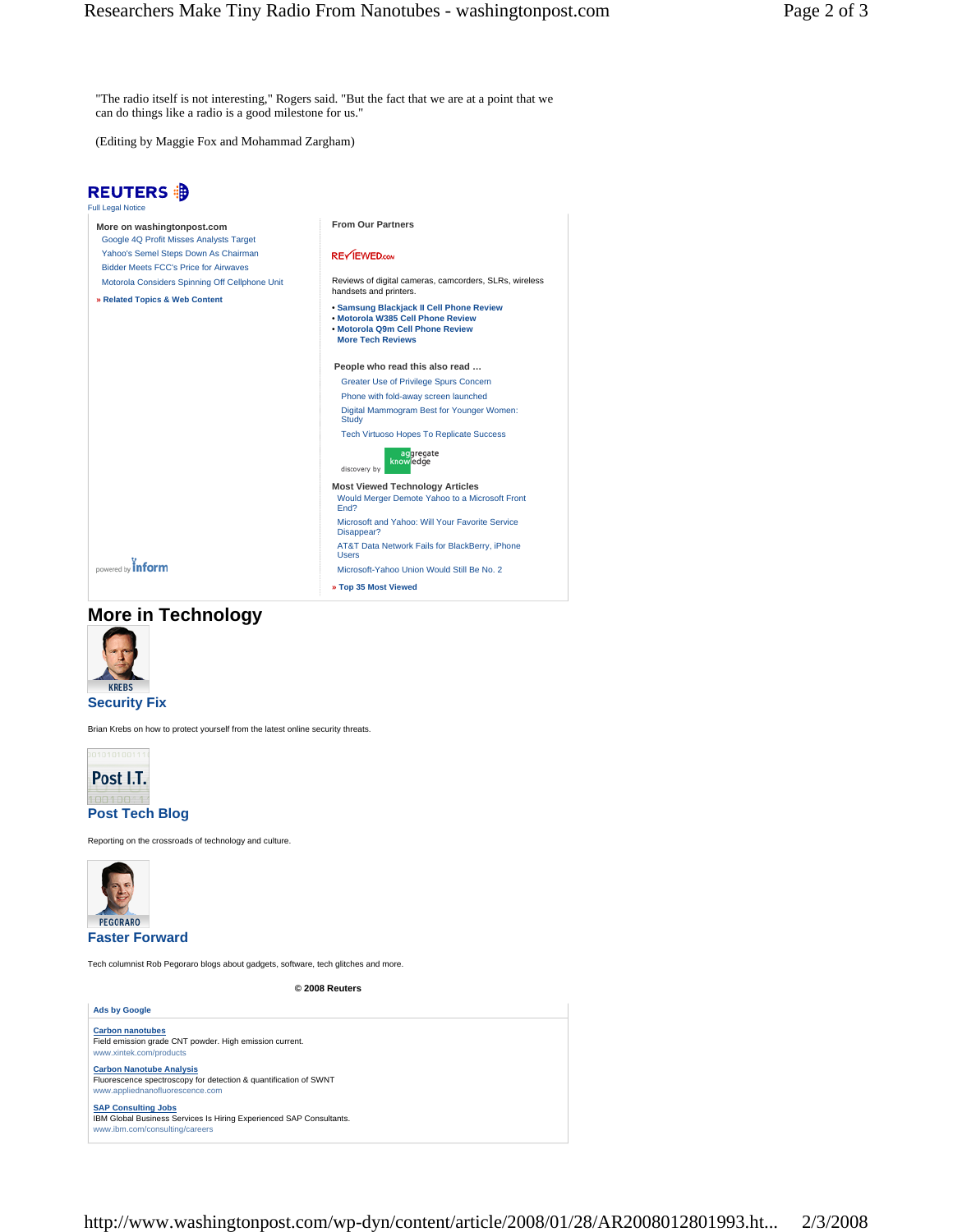"The radio itself is not interesting," Rogers said. "But the fact that we are at a point that we can do things like a radio is a good milestone for us."

(Editing by Maggie Fox and Mohammad Zargham)

REUTERS

Full Legal Notice

**More on washingtonpost.com**

- Google 4Q Profit Misses Analysts Target
- Yahoo's Semel Steps Down As Chairman
- Bidder Meets FCC's Price for Airwaves
- Motorola Considers Spinning Off Cellphone Unit

**» Related Topics & Web Content**

powered by inform

**From Our Partners**

REVIEWED.com

Reviews of digital cameras, camcorders, SLRs, wireless handsets and printers.

- **Samsung Blackjack II Cell Phone Review**
- **Motorola W385 Cell Phone Review**
- **Motorola Q9m Cell Phone Review**

**More Tech Reviews**

**People who read this also read ...**

- Greater Use of Privilege Spurs Concern
- Phone with fold-away screen launched
- Digital Mammogram Best for Younger Women: Study
- Tech Virtuoso Hopes To Replicate Success

discovery by aggregate knowledge

**Most Viewed Technology Articles**

- Would Merger Demote Yahoo to a Microsoft Front End?
- Microsoft and Yahoo: Will Your Favorite Service Disappear?
- AT&T Data Network Fails for BlackBerry, iPhone Users
- Microsoft-Yahoo Union Would Still Be No. 2

**» Top 35 Most Viewed**

# More in Technology

KREBS

## Security Fix

Brian Krebs on how to protect yourself from the latest online security threats.

Post I.T.

## Post Tech Blog

Reporting on the crossroads of technology and culture.

PEGORARO

## Faster Forward

Tech columnist Rob Pegoraro blogs about gadgets, software, tech glitches and more.

**© 2008 Reuters**

**Ads by Google**

**Carbon nanotubes**
Field emission grade CNT powder. High emission current.
www.xintek.com/products

**Carbon Nanotube Analysis**
Fluorescence spectroscopy for detection & quantification of SWNT
www.appliednanofluorescence.com

**SAP Consulting Jobs**
IBM Global Business Services Is Hiring Experienced SAP Consultants.
www.ibm.com/consulting/careers